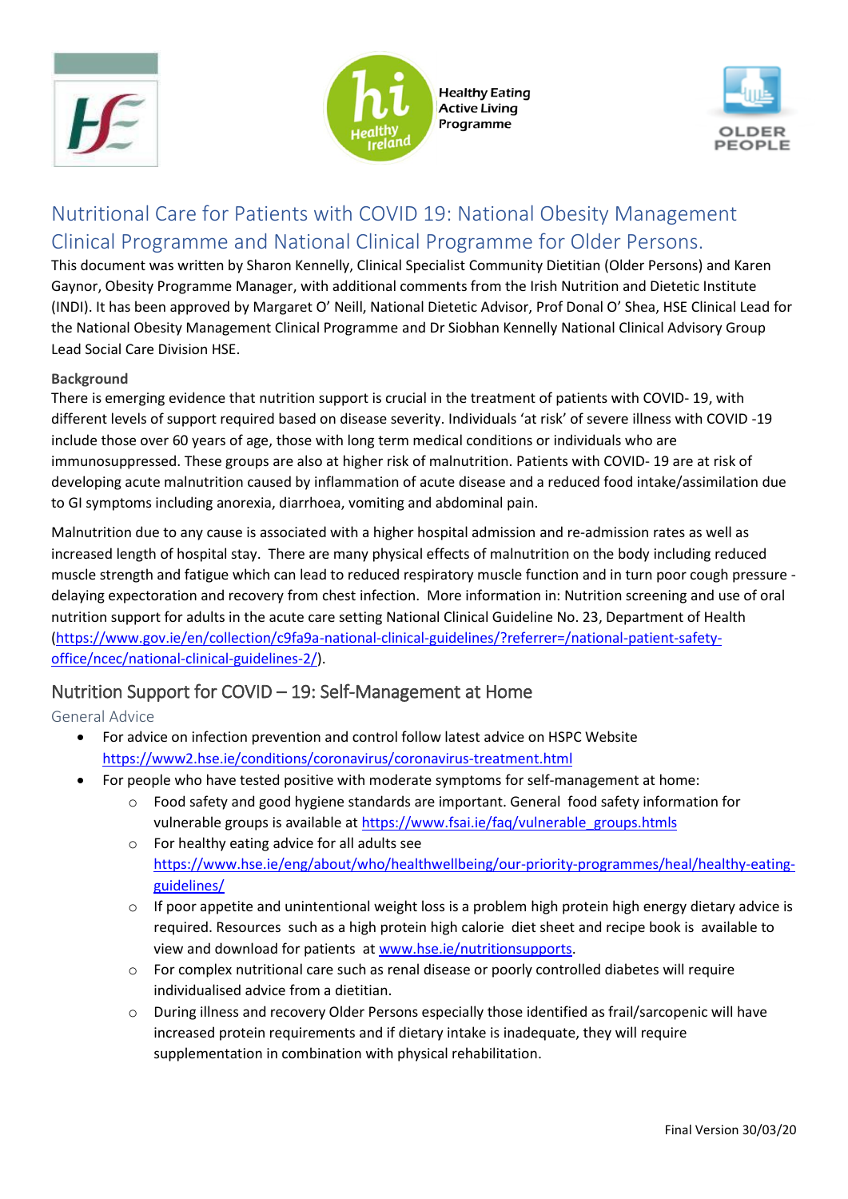# Nutritional Care for Patients with COVID 19: National Obesity Management Clinical Programme and National Clinical Programme for Older Persons.

This document was written by Sharon Kennelly, Clinical Specialist Community Dietitian (Older Persons) and Karen Gaynor, Obesity Programme Manager, with additional comments from the Irish Nutrition and Dietetic Institute (INDI). It has been approved by Margaret O' Neill, National Dietetic Advisor, Prof Donal O' Shea, HSE Clinical Lead for the National Obesity Management Clinical Programme and Dr Siobhan Kennelly National Clinical Advisory Group Lead Social Care Division HSE.

**Background**

There is emerging evidence that nutrition support is crucial in the treatment of patients with COVID- 19, with different levels of support required based on disease severity. Individuals 'at risk' of severe illness with COVID -19 include those over 60 years of age, those with long term medical conditions or individuals who are immunosuppressed. These groups are also at higher risk of malnutrition. Patients with COVID- 19 are at risk of developing acute malnutrition caused by inflammation of acute disease and a reduced food intake/assimilation due to GI symptoms including anorexia, diarrhoea, vomiting and abdominal pain.

Malnutrition due to any cause is associated with a higher hospital admission and re-admission rates as well as increased length of hospital stay. There are many physical effects of malnutrition on the body including reduced muscle strength and fatigue which can lead to reduced respiratory muscle function and in turn poor cough pressure - delaying expectoration and recovery from chest infection. More information in: Nutrition screening and use of oral nutrition support for adults in the acute care setting National Clinical Guideline No. 23, Department of Health (https://www.gov.ie/en/collection/c9fa9a-national-clinical-guidelines/?referrer=/national-patient-safety-office/ncec/national-clinical-guidelines-2/).

## Nutrition Support for COVID – 19: Self-Management at Home

### General Advice

- For advice on infection prevention and control follow latest advice on HSPC Website https://www2.hse.ie/conditions/coronavirus/coronavirus-treatment.html
- For people who have tested positive with moderate symptoms for self-management at home:
  - Food safety and good hygiene standards are important. General food safety information for vulnerable groups is available at https://www.fsai.ie/faq/vulnerable_groups.htmls
  - For healthy eating advice for all adults see https://www.hse.ie/eng/about/who/healthwellbeing/our-priority-programmes/heal/healthy-eating-guidelines/
  - If poor appetite and unintentional weight loss is a problem high protein high energy dietary advice is required. Resources such as a high protein high calorie diet sheet and recipe book is available to view and download for patients at www.hse.ie/nutritionsupports.
  - For complex nutritional care such as renal disease or poorly controlled diabetes will require individualised advice from a dietitian.
  - During illness and recovery Older Persons especially those identified as frail/sarcopenic will have increased protein requirements and if dietary intake is inadequate, they will require supplementation in combination with physical rehabilitation.

Final Version 30/03/20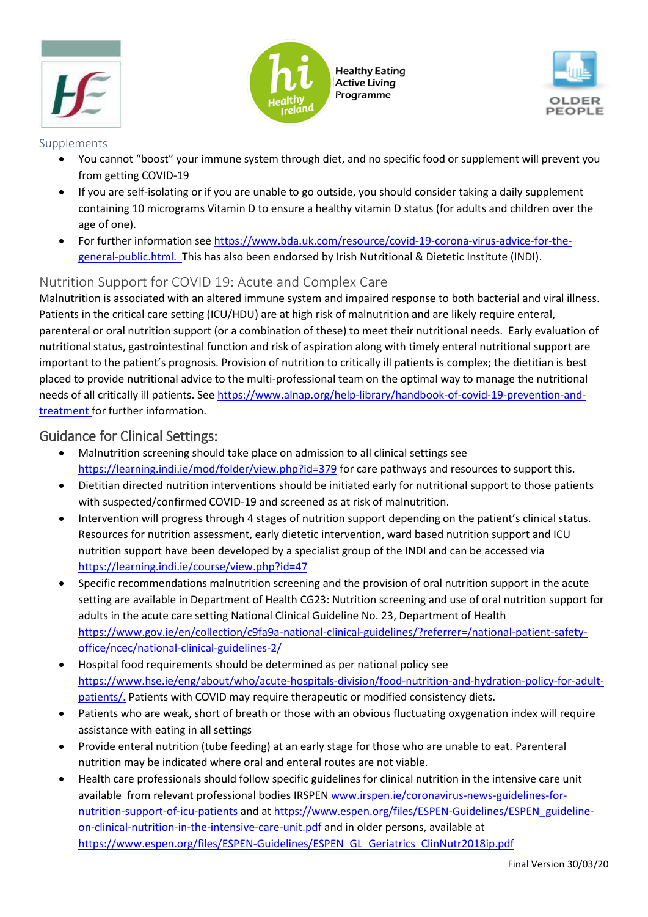## Supplements

- You cannot "boost" your immune system through diet, and no specific food or supplement will prevent you from getting COVID-19
- If you are self-isolating or if you are unable to go outside, you should consider taking a daily supplement containing 10 micrograms Vitamin D to ensure a healthy vitamin D status (for adults and children over the age of one).
- For further information see https://www.bda.uk.com/resource/covid-19-corona-virus-advice-for-the-general-public.html. This has also been endorsed by Irish Nutritional & Dietetic Institute (INDI).

## Nutrition Support for COVID 19: Acute and Complex Care

Malnutrition is associated with an altered immune system and impaired response to both bacterial and viral illness. Patients in the critical care setting (ICU/HDU) are at high risk of malnutrition and are likely require enteral, parenteral or oral nutrition support (or a combination of these) to meet their nutritional needs. Early evaluation of nutritional status, gastrointestinal function and risk of aspiration along with timely enteral nutritional support are important to the patient's prognosis. Provision of nutrition to critically ill patients is complex; the dietitian is best placed to provide nutritional advice to the multi-professional team on the optimal way to manage the nutritional needs of all critically ill patients. See https://www.alnap.org/help-library/handbook-of-covid-19-prevention-and-treatment for further information.

## Guidance for Clinical Settings:

- Malnutrition screening should take place on admission to all clinical settings see https://learning.indi.ie/mod/folder/view.php?id=379 for care pathways and resources to support this.
- Dietitian directed nutrition interventions should be initiated early for nutritional support to those patients with suspected/confirmed COVID-19 and screened as at risk of malnutrition.
- Intervention will progress through 4 stages of nutrition support depending on the patient's clinical status. Resources for nutrition assessment, early dietetic intervention, ward based nutrition support and ICU nutrition support have been developed by a specialist group of the INDI and can be accessed via https://learning.indi.ie/course/view.php?id=47
- Specific recommendations malnutrition screening and the provision of oral nutrition support in the acute setting are available in Department of Health CG23: Nutrition screening and use of oral nutrition support for adults in the acute care setting National Clinical Guideline No. 23, Department of Health https://www.gov.ie/en/collection/c9fa9a-national-clinical-guidelines/?referrer=/national-patient-safety-office/ncec/national-clinical-guidelines-2/
- Hospital food requirements should be determined as per national policy see https://www.hse.ie/eng/about/who/acute-hospitals-division/food-nutrition-and-hydration-policy-for-adult-patients/. Patients with COVID may require therapeutic or modified consistency diets.
- Patients who are weak, short of breath or those with an obvious fluctuating oxygenation index will require assistance with eating in all settings
- Provide enteral nutrition (tube feeding) at an early stage for those who are unable to eat. Parenteral nutrition may be indicated where oral and enteral routes are not viable.
- Health care professionals should follow specific guidelines for clinical nutrition in the intensive care unit available from relevant professional bodies IRSPEN www.irspen.ie/coronavirus-news-guidelines-for-nutrition-support-of-icu-patients and at https://www.espen.org/files/ESPEN-Guidelines/ESPEN_guideline-on-clinical-nutrition-in-the-intensive-care-unit.pdf and in older persons, available at https://www.espen.org/files/ESPEN-Guidelines/ESPEN_GL_Geriatrics_ClinNutr2018ip.pdf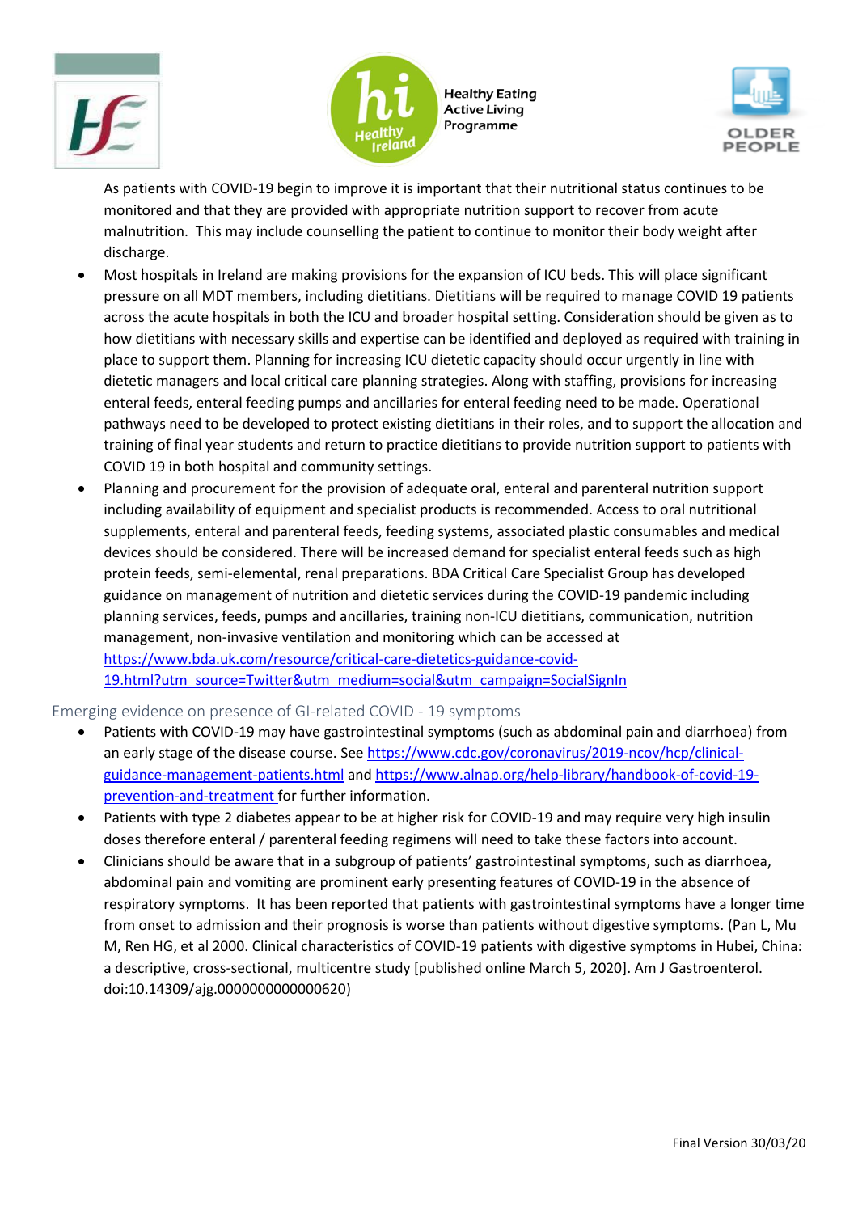As patients with COVID-19 begin to improve it is important that their nutritional status continues to be monitored and that they are provided with appropriate nutrition support to recover from acute malnutrition. This may include counselling the patient to continue to monitor their body weight after discharge.

- Most hospitals in Ireland are making provisions for the expansion of ICU beds. This will place significant pressure on all MDT members, including dietitians. Dietitians will be required to manage COVID 19 patients across the acute hospitals in both the ICU and broader hospital setting. Consideration should be given as to how dietitians with necessary skills and expertise can be identified and deployed as required with training in place to support them. Planning for increasing ICU dietetic capacity should occur urgently in line with dietetic managers and local critical care planning strategies. Along with staffing, provisions for increasing enteral feeds, enteral feeding pumps and ancillaries for enteral feeding need to be made. Operational pathways need to be developed to protect existing dietitians in their roles, and to support the allocation and training of final year students and return to practice dietitians to provide nutrition support to patients with COVID 19 in both hospital and community settings.
- Planning and procurement for the provision of adequate oral, enteral and parenteral nutrition support including availability of equipment and specialist products is recommended. Access to oral nutritional supplements, enteral and parenteral feeds, feeding systems, associated plastic consumables and medical devices should be considered. There will be increased demand for specialist enteral feeds such as high protein feeds, semi-elemental, renal preparations. BDA Critical Care Specialist Group has developed guidance on management of nutrition and dietetic services during the COVID-19 pandemic including planning services, feeds, pumps and ancillaries, training non-ICU dietitians, communication, nutrition management, non-invasive ventilation and monitoring which can be accessed at https://www.bda.uk.com/resource/critical-care-dietetics-guidance-covid-19.html?utm_source=Twitter&utm_medium=social&utm_campaign=SocialSignIn

## Emerging evidence on presence of GI-related COVID - 19 symptoms

- Patients with COVID-19 may have gastrointestinal symptoms (such as abdominal pain and diarrhoea) from an early stage of the disease course. See https://www.cdc.gov/coronavirus/2019-ncov/hcp/clinical-guidance-management-patients.html and https://www.alnap.org/help-library/handbook-of-covid-19-prevention-and-treatment for further information.
- Patients with type 2 diabetes appear to be at higher risk for COVID-19 and may require very high insulin doses therefore enteral / parenteral feeding regimens will need to take these factors into account.
- Clinicians should be aware that in a subgroup of patients' gastrointestinal symptoms, such as diarrhoea, abdominal pain and vomiting are prominent early presenting features of COVID-19 in the absence of respiratory symptoms. It has been reported that patients with gastrointestinal symptoms have a longer time from onset to admission and their prognosis is worse than patients without digestive symptoms. (Pan L, Mu M, Ren HG, et al 2000. Clinical characteristics of COVID-19 patients with digestive symptoms in Hubei, China: a descriptive, cross-sectional, multicentre study [published online March 5, 2020]. Am J Gastroenterol. doi:10.14309/ajg.0000000000000620)

Final Version 30/03/20